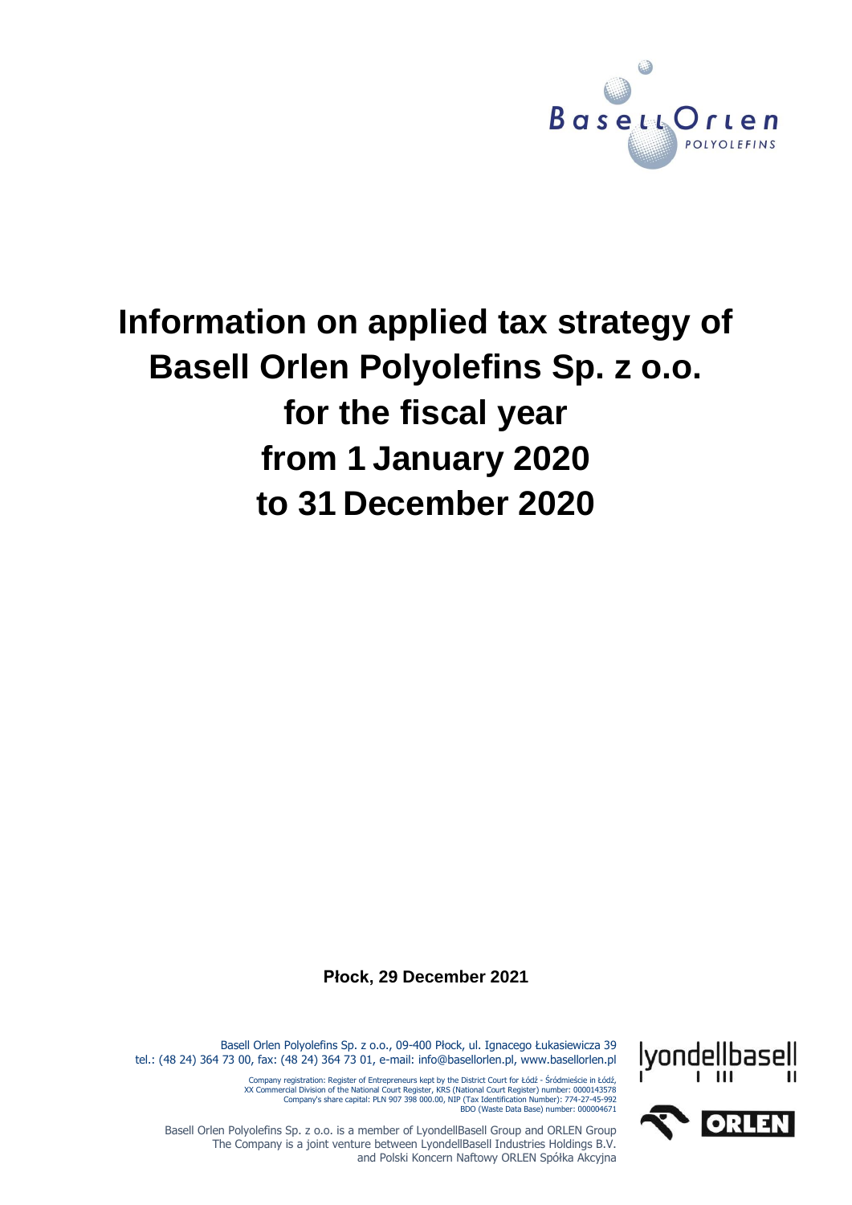# Information on applied tax strategy of Basell Orlen Polyolefins Sp. z o.o. for the fiscal year from 1 January 2020 to 31 December 2020

**Płock, 29 December 2021**

Basell Orlen Polyolefins Sp. z o.o., 09-400 Płock, ul. Ignacego Łukasiewicza 39
tel.: (48 24) 364 73 00, fax: (48 24) 364 73 01, e-mail: info@basellorlen.pl, www.basellorlen.pl

Company registration: Register of Entrepreneurs kept by the District Court for Łódź - Śródmieście in Łódź, XX Commercial Division of the National Court Register, KRS (National Court Register) number: 0000143578
Company's share capital: PLN 907 398 000.00, NIP (Tax Identification Number): 774-27-45-992
BDO (Waste Data Base) number: 000004671

Basell Orlen Polyolefins Sp. z o.o. is a member of LyondellBasell Group and ORLEN Group
The Company is a joint venture between LyondellBasell Industries Holdings B.V. and Polski Koncern Naftowy ORLEN Spółka Akcyjna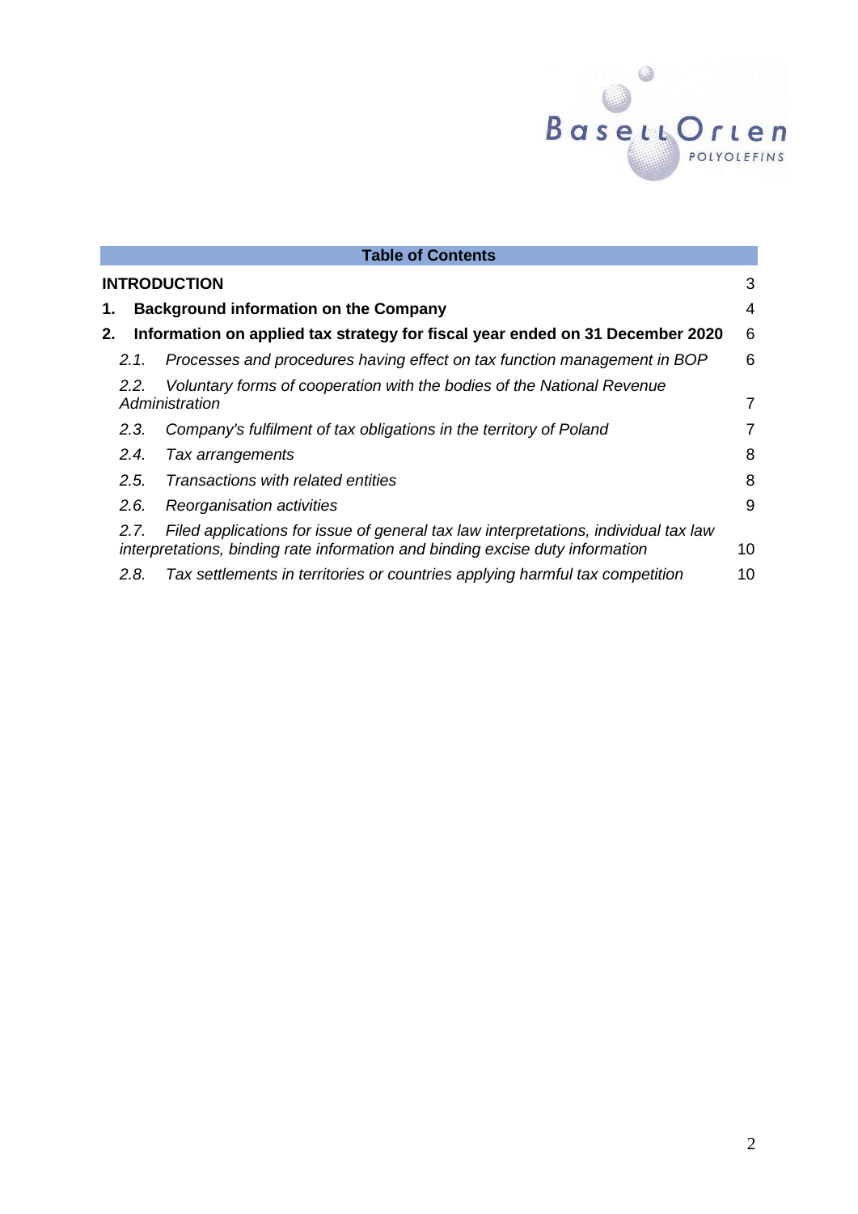**Table of Contents**

| | |
|---|---|
| **INTRODUCTION** | 3 |
| **1. Background information on the Company** | 4 |
| **2. Information on applied tax strategy for fiscal year ended on 31 December 2020** | 6 |
| *2.1. Processes and procedures having effect on tax function management in BOP* | 6 |
| *2.2. Voluntary forms of cooperation with the bodies of the National Revenue Administration* | 7 |
| *2.3. Company's fulfilment of tax obligations in the territory of Poland* | 7 |
| *2.4. Tax arrangements* | 8 |
| *2.5. Transactions with related entities* | 8 |
| *2.6. Reorganisation activities* | 9 |
| *2.7. Filed applications for issue of general tax law interpretations, individual tax law interpretations, binding rate information and binding excise duty information* | 10 |
| *2.8. Tax settlements in territories or countries applying harmful tax competition* | 10 |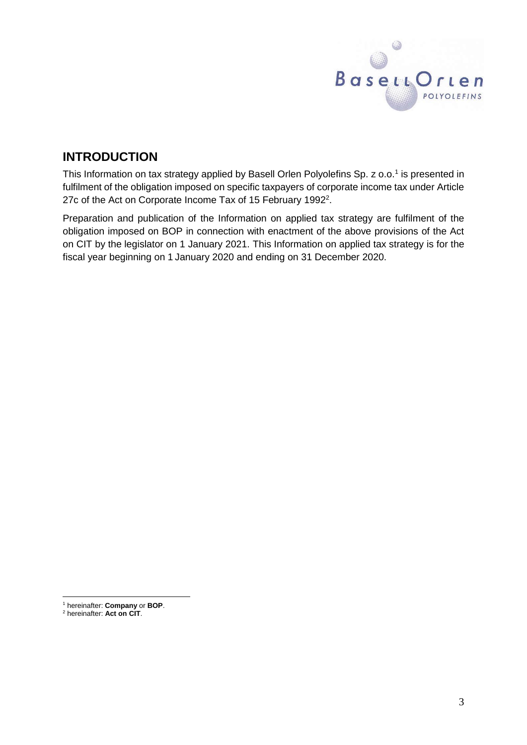## INTRODUCTION

This Information on tax strategy applied by Basell Orlen Polyolefins Sp. z o.o.[1] is presented in fulfilment of the obligation imposed on specific taxpayers of corporate income tax under Article 27c of the Act on Corporate Income Tax of 15 February 1992[2].

Preparation and publication of the Information on applied tax strategy are fulfilment of the obligation imposed on BOP in connection with enactment of the above provisions of the Act on CIT by the legislator on 1 January 2021. This Information on applied tax strategy is for the fiscal year beginning on 1 January 2020 and ending on 31 December 2020.

---

[1] hereinafter: **Company** or **BOP**.

[2] hereinafter: **Act on CIT**.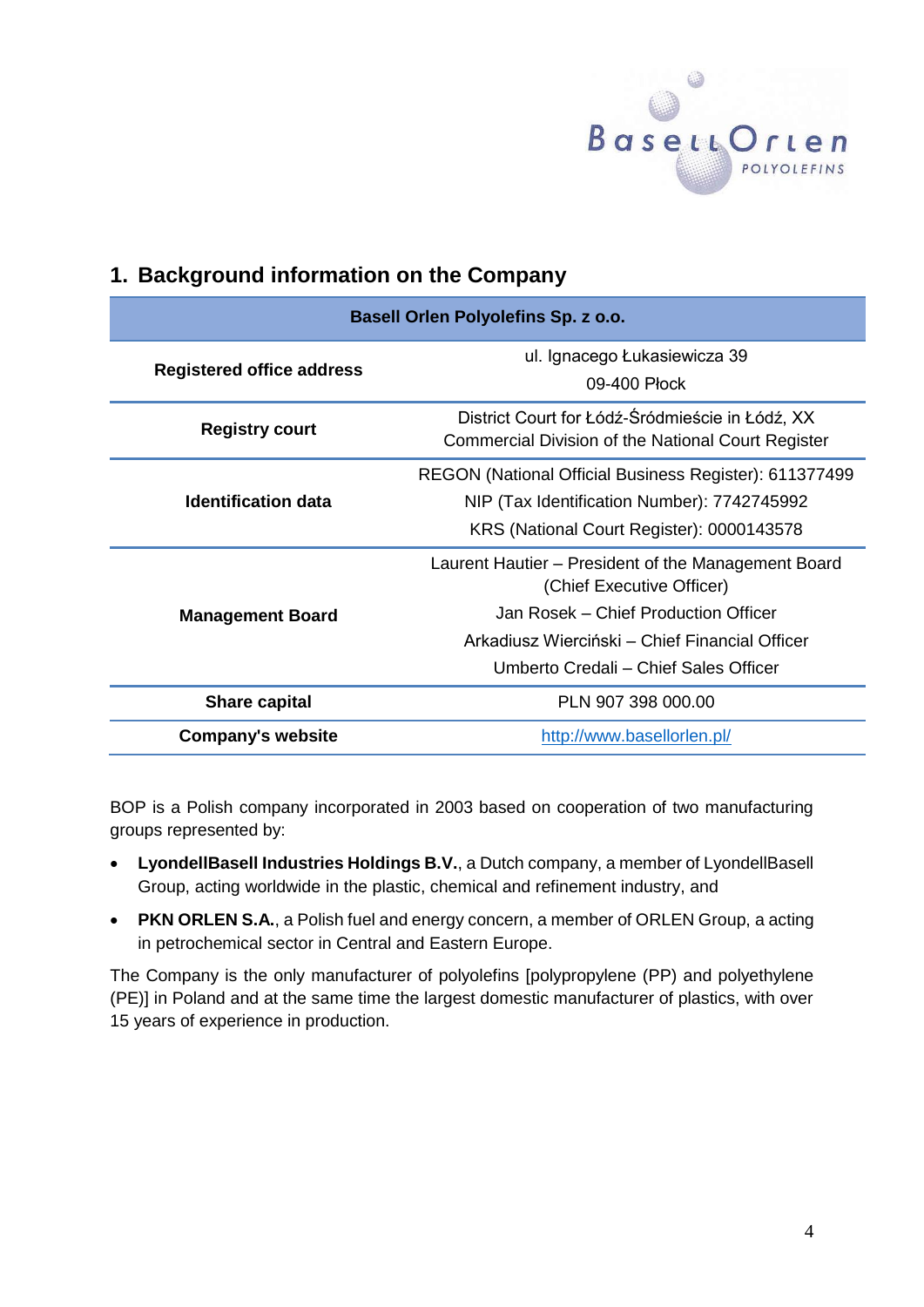## 1. Background information on the Company

| Basell Orlen Polyolefins Sp. z o.o. | |
|---|---|
| **Registered office address** | ul. Ignacego Łukasiewicza 39<br>09-400 Płock |
| **Registry court** | District Court for Łódź-Śródmieście in Łódź, XX Commercial Division of the National Court Register |
| **Identification data** | REGON (National Official Business Register): 611377499<br>NIP (Tax Identification Number): 7742745992<br>KRS (National Court Register): 0000143578 |
| **Management Board** | Laurent Hautier – President of the Management Board (Chief Executive Officer)<br>Jan Rosek – Chief Production Officer<br>Arkadiusz Wierciński – Chief Financial Officer<br>Umberto Credali – Chief Sales Officer |
| **Share capital** | PLN 907 398 000.00 |
| **Company's website** | http://www.basellorlen.pl/ |

BOP is a Polish company incorporated in 2003 based on cooperation of two manufacturing groups represented by:

- **LyondellBasell Industries Holdings B.V.**, a Dutch company, a member of LyondellBasell Group, acting worldwide in the plastic, chemical and refinement industry, and
- **PKN ORLEN S.A.**, a Polish fuel and energy concern, a member of ORLEN Group, a acting in petrochemical sector in Central and Eastern Europe.

The Company is the only manufacturer of polyolefins [polypropylene (PP) and polyethylene (PE)] in Poland and at the same time the largest domestic manufacturer of plastics, with over 15 years of experience in production.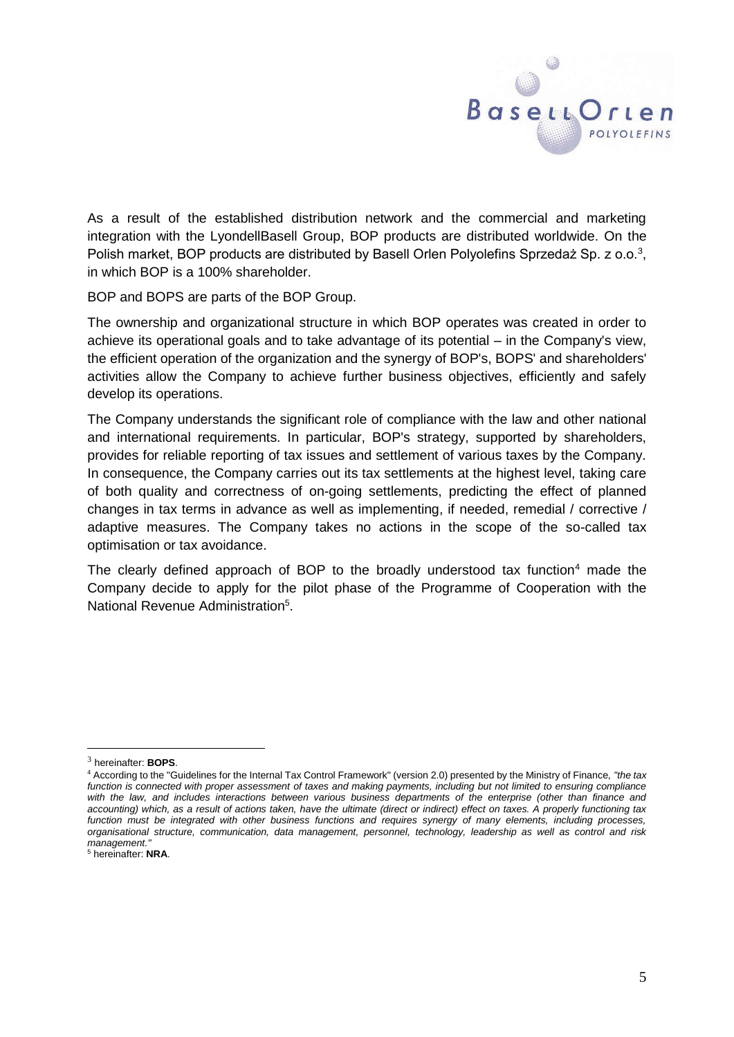As a result of the established distribution network and the commercial and marketing integration with the LyondellBasell Group, BOP products are distributed worldwide. On the Polish market, BOP products are distributed by Basell Orlen Polyolefins Sprzedaż Sp. z o.o.[3], in which BOP is a 100% shareholder.

BOP and BOPS are parts of the BOP Group.

The ownership and organizational structure in which BOP operates was created in order to achieve its operational goals and to take advantage of its potential – in the Company's view, the efficient operation of the organization and the synergy of BOP's, BOPS' and shareholders' activities allow the Company to achieve further business objectives, efficiently and safely develop its operations.

The Company understands the significant role of compliance with the law and other national and international requirements. In particular, BOP's strategy, supported by shareholders, provides for reliable reporting of tax issues and settlement of various taxes by the Company. In consequence, the Company carries out its tax settlements at the highest level, taking care of both quality and correctness of on-going settlements, predicting the effect of planned changes in tax terms in advance as well as implementing, if needed, remedial / corrective / adaptive measures. The Company takes no actions in the scope of the so-called tax optimisation or tax avoidance.

The clearly defined approach of BOP to the broadly understood tax function[4] made the Company decide to apply for the pilot phase of the Programme of Cooperation with the National Revenue Administration[5].

---

[3] hereinafter: **BOPS**.

[4] According to the "Guidelines for the Internal Tax Control Framework" (version 2.0) presented by the Ministry of Finance, *"the tax function is connected with proper assessment of taxes and making payments, including but not limited to ensuring compliance with the law, and includes interactions between various business departments of the enterprise (other than finance and accounting) which, as a result of actions taken, have the ultimate (direct or indirect) effect on taxes. A properly functioning tax function must be integrated with other business functions and requires synergy of many elements, including processes, organisational structure, communication, data management, personnel, technology, leadership as well as control and risk management."*

[5] hereinafter: **NRA**.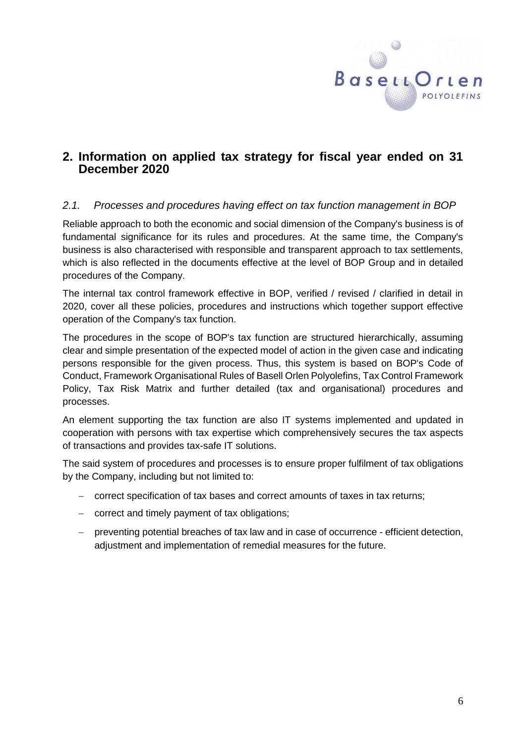## 2. Information on applied tax strategy for fiscal year ended on 31 December 2020

### *2.1. Processes and procedures having effect on tax function management in BOP*

Reliable approach to both the economic and social dimension of the Company's business is of fundamental significance for its rules and procedures. At the same time, the Company's business is also characterised with responsible and transparent approach to tax settlements, which is also reflected in the documents effective at the level of BOP Group and in detailed procedures of the Company.

The internal tax control framework effective in BOP, verified / revised / clarified in detail in 2020, cover all these policies, procedures and instructions which together support effective operation of the Company's tax function.

The procedures in the scope of BOP's tax function are structured hierarchically, assuming clear and simple presentation of the expected model of action in the given case and indicating persons responsible for the given process. Thus, this system is based on BOP's Code of Conduct, Framework Organisational Rules of Basell Orlen Polyolefins, Tax Control Framework Policy, Tax Risk Matrix and further detailed (tax and organisational) procedures and processes.

An element supporting the tax function are also IT systems implemented and updated in cooperation with persons with tax expertise which comprehensively secures the tax aspects of transactions and provides tax-safe IT solutions.

The said system of procedures and processes is to ensure proper fulfilment of tax obligations by the Company, including but not limited to:

- correct specification of tax bases and correct amounts of taxes in tax returns;
- correct and timely payment of tax obligations;
- preventing potential breaches of tax law and in case of occurrence - efficient detection, adjustment and implementation of remedial measures for the future.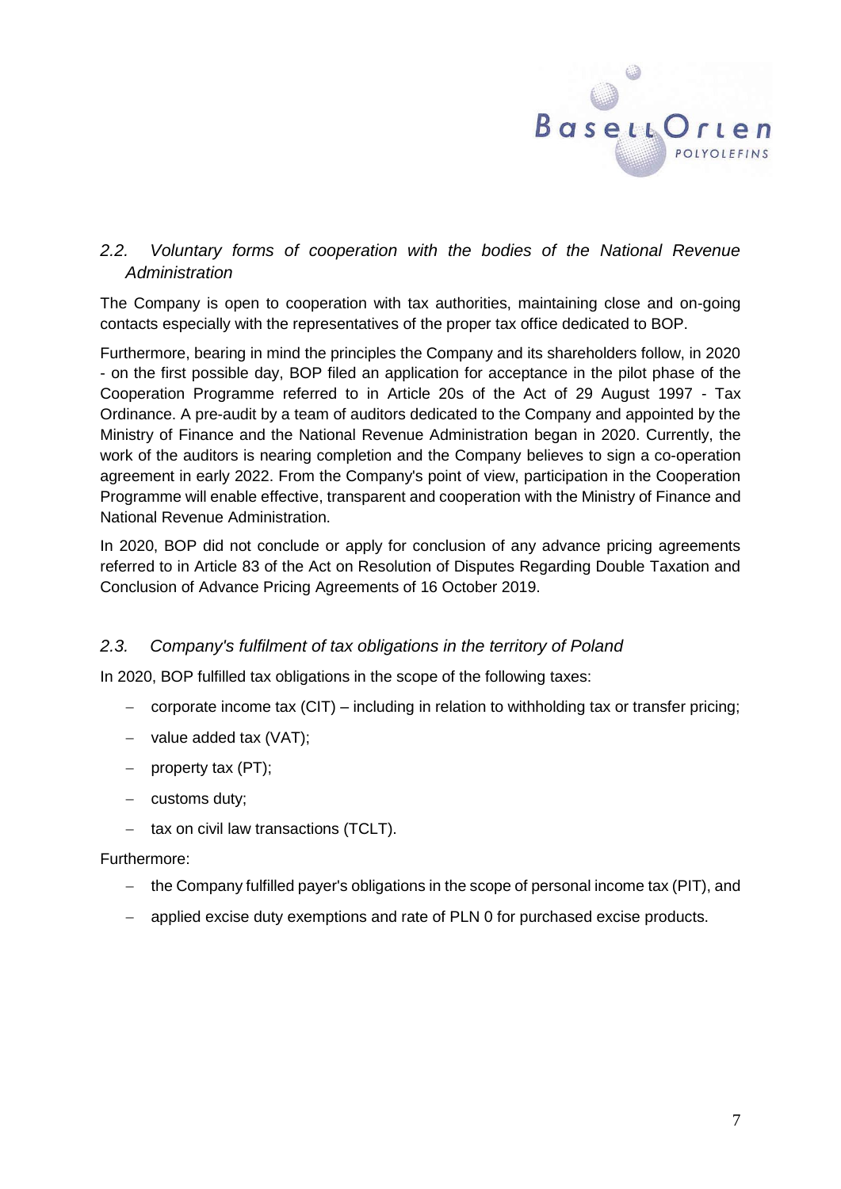## *2.2. Voluntary forms of cooperation with the bodies of the National Revenue Administration*

The Company is open to cooperation with tax authorities, maintaining close and on-going contacts especially with the representatives of the proper tax office dedicated to BOP.

Furthermore, bearing in mind the principles the Company and its shareholders follow, in 2020 - on the first possible day, BOP filed an application for acceptance in the pilot phase of the Cooperation Programme referred to in Article 20s of the Act of 29 August 1997 - Tax Ordinance. A pre-audit by a team of auditors dedicated to the Company and appointed by the Ministry of Finance and the National Revenue Administration began in 2020. Currently, the work of the auditors is nearing completion and the Company believes to sign a co-operation agreement in early 2022. From the Company's point of view, participation in the Cooperation Programme will enable effective, transparent and cooperation with the Ministry of Finance and National Revenue Administration.

In 2020, BOP did not conclude or apply for conclusion of any advance pricing agreements referred to in Article 83 of the Act on Resolution of Disputes Regarding Double Taxation and Conclusion of Advance Pricing Agreements of 16 October 2019.

## *2.3. Company's fulfilment of tax obligations in the territory of Poland*

In 2020, BOP fulfilled tax obligations in the scope of the following taxes:

- corporate income tax (CIT) – including in relation to withholding tax or transfer pricing;
- value added tax (VAT);
- property tax (PT);
- customs duty;
- tax on civil law transactions (TCLT).

Furthermore:

- the Company fulfilled payer's obligations in the scope of personal income tax (PIT), and
- applied excise duty exemptions and rate of PLN 0 for purchased excise products.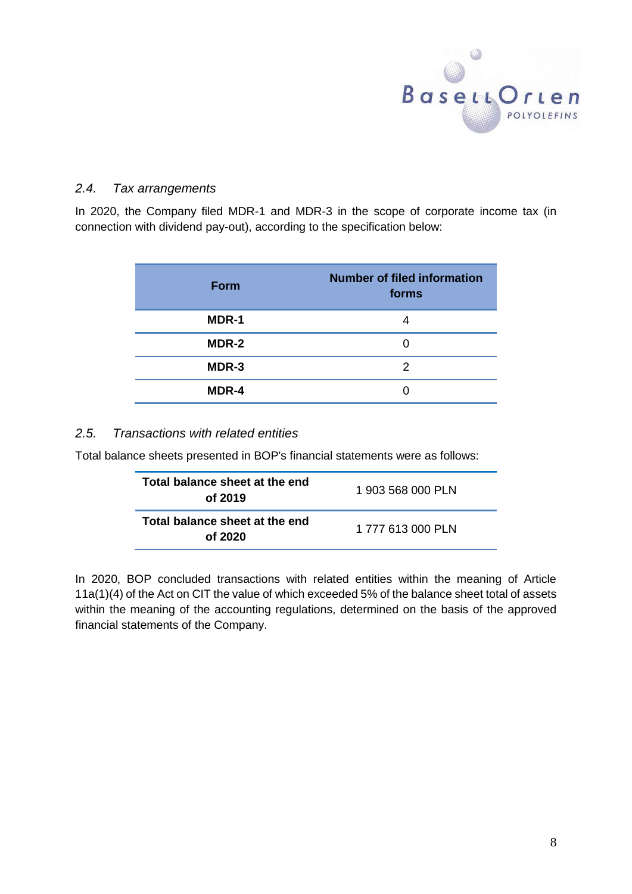### *2.4. Tax arrangements*

In 2020, the Company filed MDR-1 and MDR-3 in the scope of corporate income tax (in connection with dividend pay-out), according to the specification below:

| Form | Number of filed information forms |
|---|---|
| **MDR-1** | 4 |
| **MDR-2** | 0 |
| **MDR-3** | 2 |
| **MDR-4** | 0 |

### *2.5. Transactions with related entities*

Total balance sheets presented in BOP's financial statements were as follows:

| | |
|---|---|
| **Total balance sheet at the end of 2019** | 1 903 568 000 PLN |
| **Total balance sheet at the end of 2020** | 1 777 613 000 PLN |

In 2020, BOP concluded transactions with related entities within the meaning of Article 11a(1)(4) of the Act on CIT the value of which exceeded 5% of the balance sheet total of assets within the meaning of the accounting regulations, determined on the basis of the approved financial statements of the Company.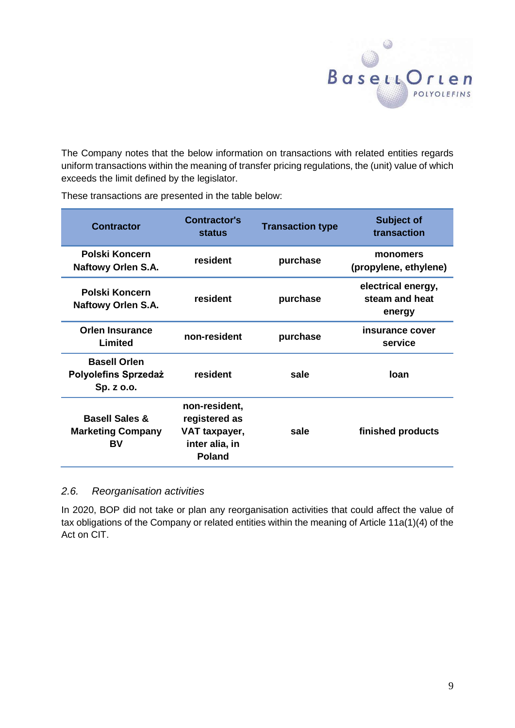The Company notes that the below information on transactions with related entities regards uniform transactions within the meaning of transfer pricing regulations, the (unit) value of which exceeds the limit defined by the legislator.

These transactions are presented in the table below:

| Contractor | Contractor's status | Transaction type | Subject of transaction |
|---|---|---|---|
| **Polski Koncern Naftowy Orlen S.A.** | **resident** | **purchase** | **monomers (propylene, ethylene)** |
| **Polski Koncern Naftowy Orlen S.A.** | **resident** | **purchase** | **electrical energy, steam and heat energy** |
| **Orlen Insurance Limited** | **non-resident** | **purchase** | **insurance cover service** |
| **Basell Orlen Polyolefins Sprzedaż Sp. z o.o.** | **resident** | **sale** | **loan** |
| **Basell Sales & Marketing Company BV** | **non-resident, registered as VAT taxpayer, inter alia, in Poland** | **sale** | **finished products** |

### *2.6. Reorganisation activities*

In 2020, BOP did not take or plan any reorganisation activities that could affect the value of tax obligations of the Company or related entities within the meaning of Article 11a(1)(4) of the Act on CIT.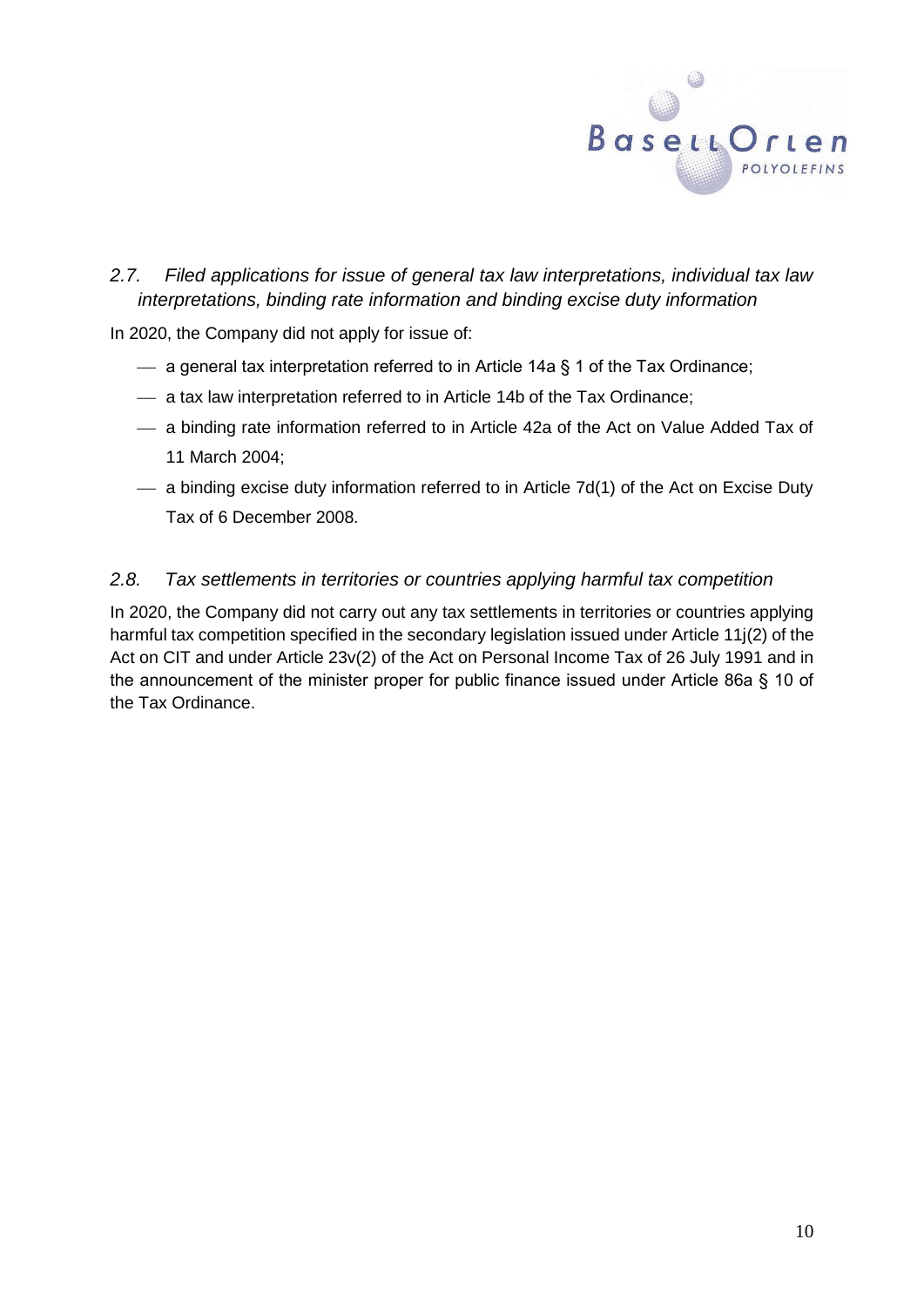### *2.7. Filed applications for issue of general tax law interpretations, individual tax law interpretations, binding rate information and binding excise duty information*

In 2020, the Company did not apply for issue of:

- a general tax interpretation referred to in Article 14a § 1 of the Tax Ordinance;
- a tax law interpretation referred to in Article 14b of the Tax Ordinance;
- a binding rate information referred to in Article 42a of the Act on Value Added Tax of 11 March 2004;
- a binding excise duty information referred to in Article 7d(1) of the Act on Excise Duty Tax of 6 December 2008.

### *2.8. Tax settlements in territories or countries applying harmful tax competition*

In 2020, the Company did not carry out any tax settlements in territories or countries applying harmful tax competition specified in the secondary legislation issued under Article 11j(2) of the Act on CIT and under Article 23v(2) of the Act on Personal Income Tax of 26 July 1991 and in the announcement of the minister proper for public finance issued under Article 86a § 10 of the Tax Ordinance.